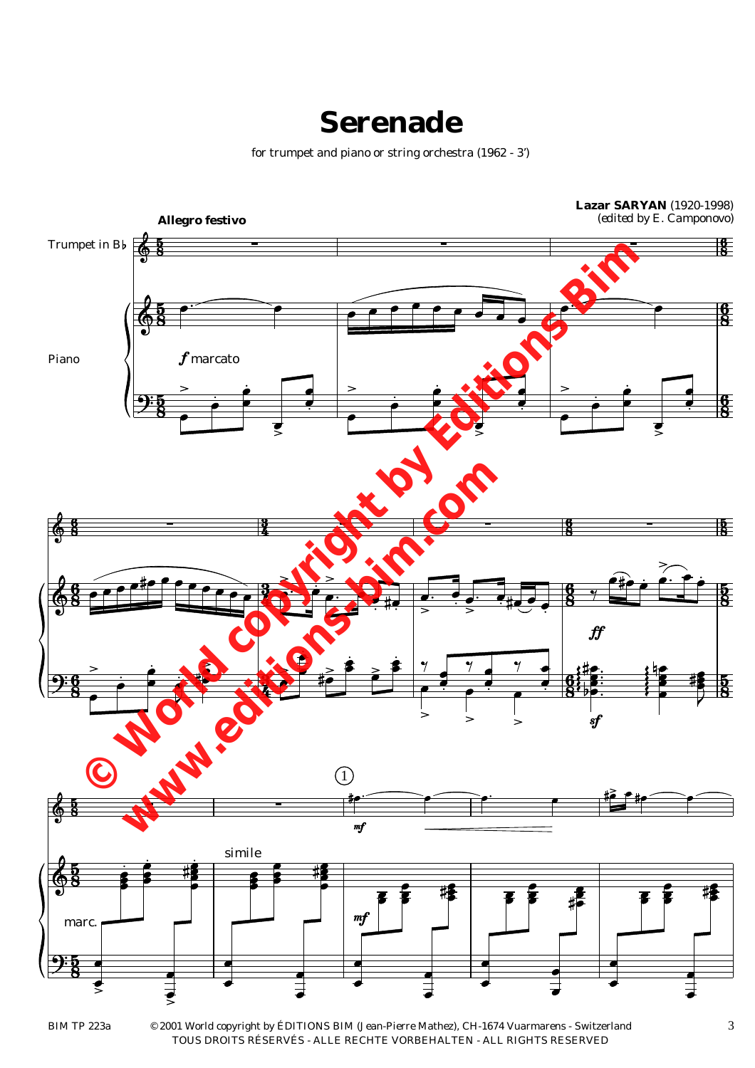# Serenade

for trumpet and piano or string orchestra (1962 - 3')

**Lazar SARYAN** (1920-1998)
*(edited by E. Camponovo)*

**Allegro festivo**

Trumpet in B♭

Piano

© 2001 World copyright by ÉDITIONS BIM (Jean-Pierre Mathez), CH-1674 Vuarmarens - Switzerland
TOUS DROITS RÉSERVÉS - ALLE RECHTE VORBEHALTEN - ALL RIGHTS RESERVED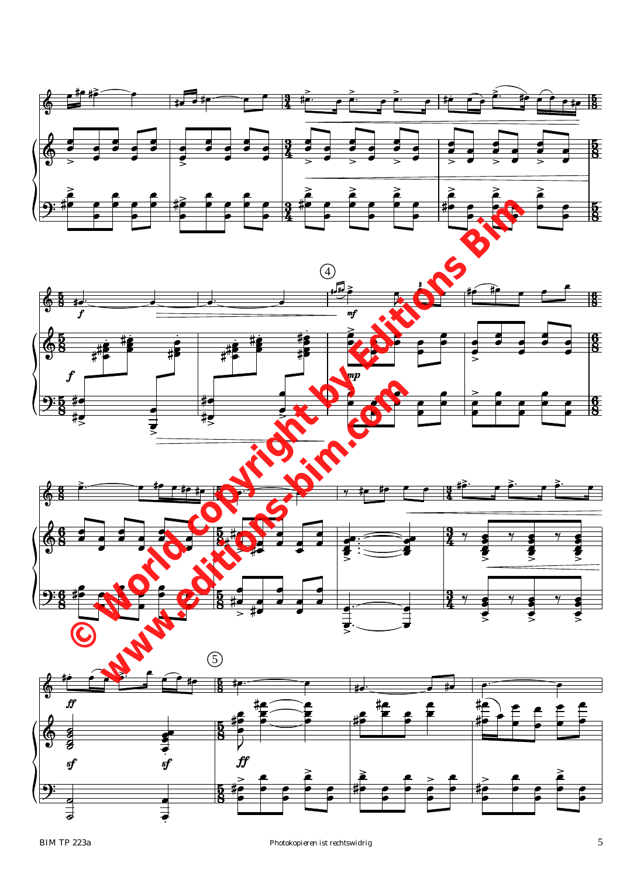© World copyright by Editions Bim
www.editions-bim.com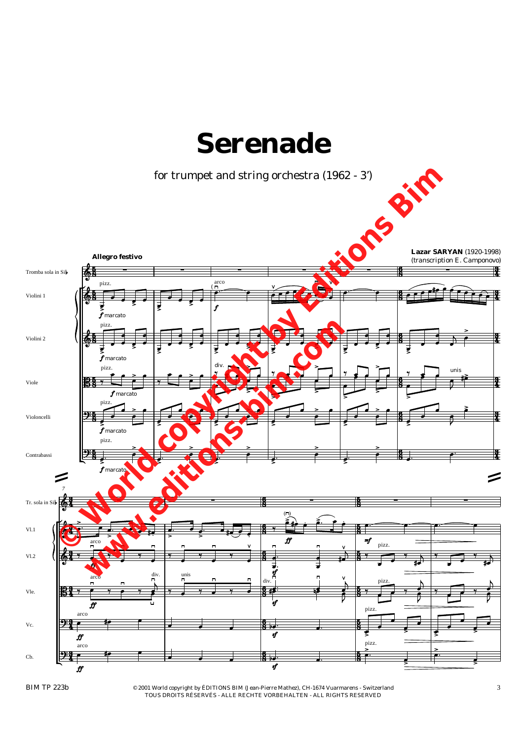# Serenade

for trumpet and string orchestra (1962 - 3')

**Lazar SARYAN** (1920-1998)
(transcription E. Camponovo)

**Allegro festivo**

© 2001 World copyright by ÉDITIONS BIM (Jean-Pierre Mathez), CH-1674 Vuarmarens - Switzerland
TOUS DROITS RÉSERVÉS - ALLE RECHTE VORBEHALTEN - ALL RIGHTS RESERVED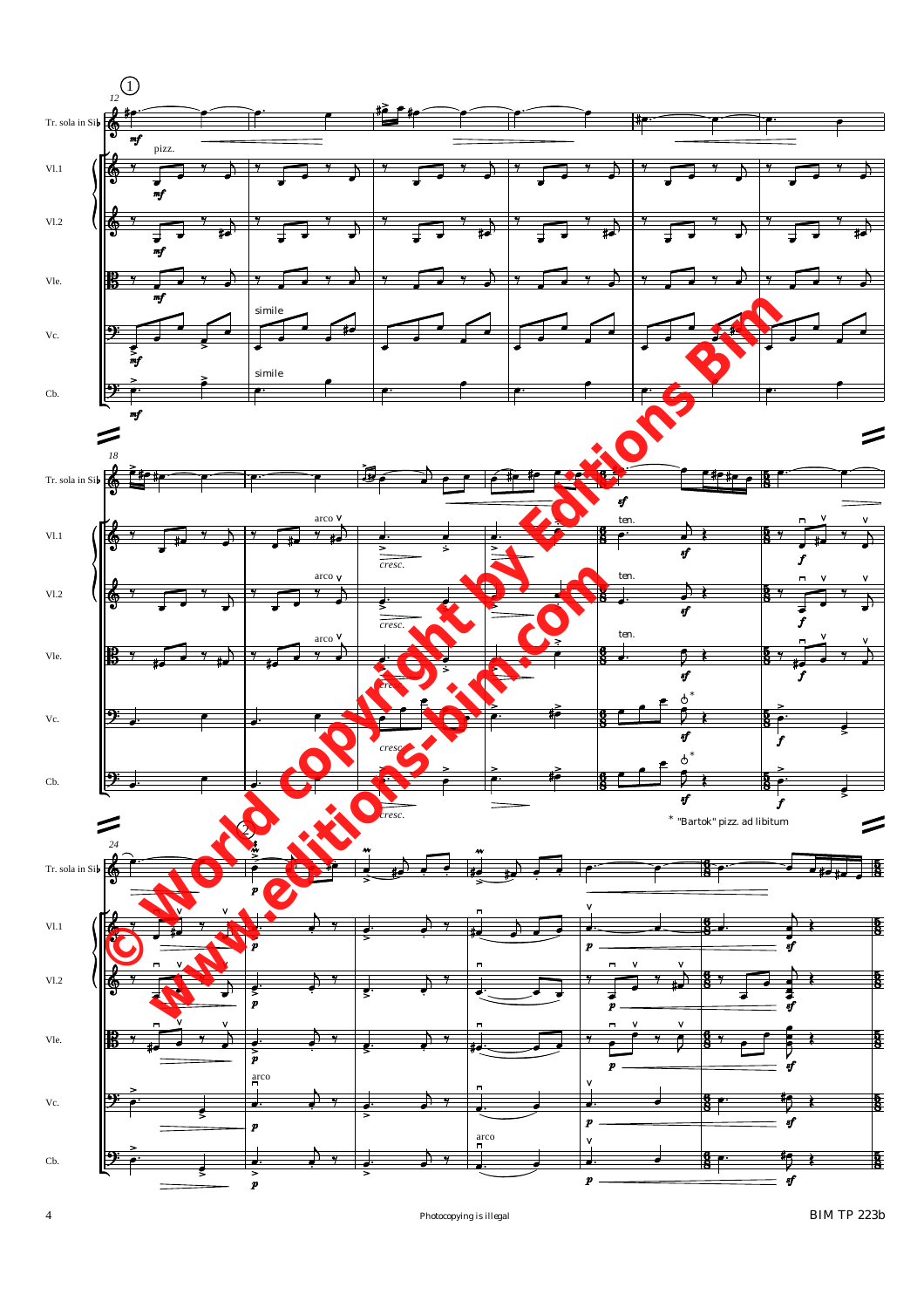\* "Bartok" pizz. ad libitum